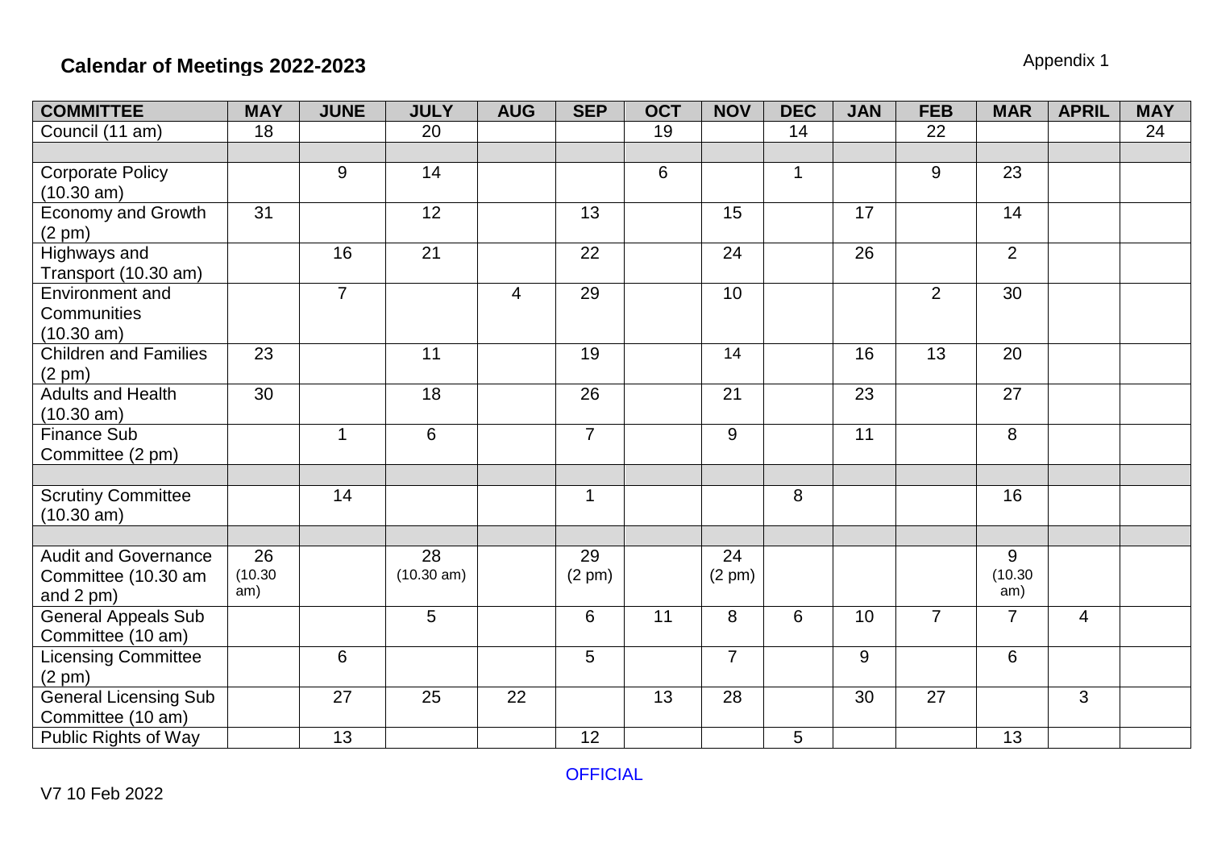## Calendar of Meetings 2022-2023

Appendix 1

| COMMITTEE | MAY | JUNE | JULY | AUG | SEP | OCT | NOV | DEC | JAN | FEB | MAR | APRIL | MAY |
|---|---|---|---|---|---|---|---|---|---|---|---|---|---|
| Council (11 am) | 18 | | 20 | | | 19 | | 14 | | 22 | | | 24 |
| | | | | | | | | | | | | | |
| Corporate Policy (10.30 am) | | 9 | 14 | | | 6 | | 1 | | 9 | 23 | | |
| Economy and Growth (2 pm) | 31 | | 12 | | 13 | | 15 | | 17 | | 14 | | |
| Highways and Transport (10.30 am) | | 16 | 21 | | 22 | | 24 | | 26 | | 2 | | |
| Environment and Communities (10.30 am) | | 7 | | 4 | 29 | | 10 | | | 2 | 30 | | |
| Children and Families (2 pm) | 23 | | 11 | | 19 | | 14 | | 16 | 13 | 20 | | |
| Adults and Health (10.30 am) | 30 | | 18 | | 26 | | 21 | | 23 | | 27 | | |
| Finance Sub Committee (2 pm) | | 1 | 6 | | 7 | | 9 | | 11 | | 8 | | |
| | | | | | | | | | | | | | |
| Scrutiny Committee (10.30 am) | | 14 | | | 1 | | | 8 | | | 16 | | |
| | | | | | | | | | | | | | |
| Audit and Governance Committee (10.30 am and 2 pm) | 26 (10.30 am) | | 28 (10.30 am) | | 29 (2 pm) | | 24 (2 pm) | | | | 9 (10.30 am) | | |
| General Appeals Sub Committee (10 am) | | | 5 | | 6 | 11 | 8 | 6 | 10 | 7 | 7 | 4 | |
| Licensing Committee (2 pm) | | 6 | | | 5 | | 7 | | 9 | | 6 | | |
| General Licensing Sub Committee (10 am) | | 27 | 25 | 22 | | 13 | 28 | | 30 | 27 | | 3 | |
| Public Rights of Way | | 13 | | | 12 | | | 5 | | | 13 | | |

OFFICIAL

V7 10 Feb 2022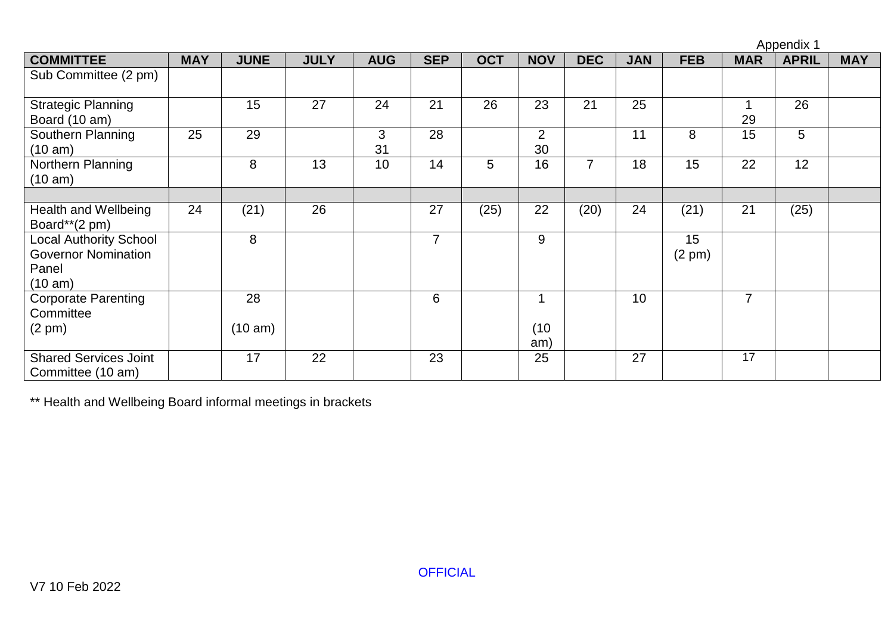Appendix 1

| COMMITTEE | MAY | JUNE | JULY | AUG | SEP | OCT | NOV | DEC | JAN | FEB | MAR | APRIL | MAY |
|---|---|---|---|---|---|---|---|---|---|---|---|---|---|
| Sub Committee (2 pm) | | | | | | | | | | | | | |
| Strategic Planning Board (10 am) | | 15 | 27 | 24 | 21 | 26 | 23 | 21 | 25 | | 1<br>29 | 26 | |
| Southern Planning (10 am) | 25 | 29 | | 3<br>31 | 28 | | 2<br>30 | | 11 | 8 | 15 | 5 | |
| Northern Planning (10 am) | | 8 | 13 | 10 | 14 | 5 | 16 | 7 | 18 | 15 | 22 | 12 | |
| | | | | | | | | | | | | | |
| Health and Wellbeing Board**(2 pm) | 24 | (21) | 26 | | 27 | (25) | 22 | (20) | 24 | (21) | 21 | (25) | |
| Local Authority School Governor Nomination Panel (10 am) | | 8 | | | 7 | | 9 | | | 15<br>(2 pm) | | | |
| Corporate Parenting Committee (2 pm) | | 28<br>(10 am) | | | 6 | | 1<br>(10 am) | | 10 | | 7 | | |
| Shared Services Joint Committee (10 am) | | 17 | 22 | | 23 | | 25 | | 27 | | 17 | | |

** Health and Wellbeing Board informal meetings in brackets

OFFICIAL

V7 10 Feb 2022